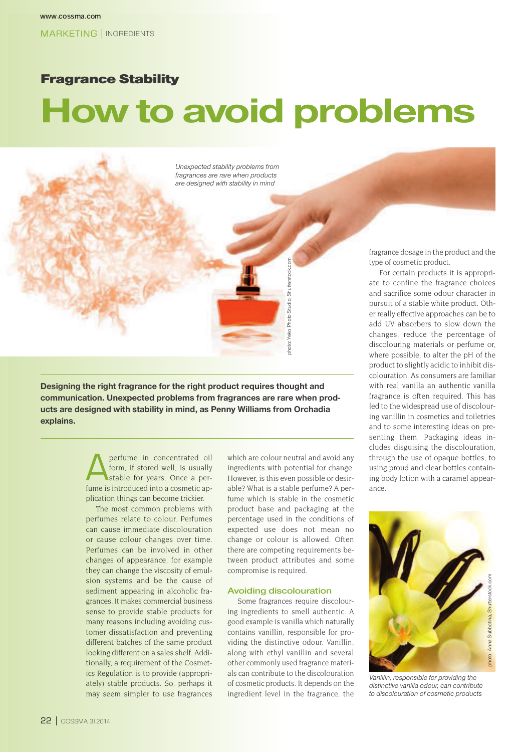# Fragrance Stability

# How to avoid problems

*Unexpected stability problems from fragrances are rare when products are designed with stability in mind*

**Designing the right fragrance for the right product requires thought and communication. Unexpected problems from fragrances are rare when products are designed with stability in mind, as Penny Williams from Orchadia explains.**

A perfume in concentrated oil form, if stored well, is usually stable for years. Once a perfume is introduced into a cosmetic application things can become trickier.

The most common problems with perfumes relate to colour. Perfumes can cause immediate discolouration or cause colour changes over time. Perfumes can be involved in other changes of appearance, for example they can change the viscosity of emulsion systems and be the cause of sediment appearing in alcoholic fragrances. It makes commercial business sense to provide stable products for many reasons including avoiding customer dissatisfaction and preventing different batches of the same product looking different on a sales shelf. Additionally, a requirement of the Cosmetics Regulation is to provide (appropriately) stable products. So, perhaps it may seem simpler to use fragrances which are colour neutral and avoid any ingredients with potential for change. However, is this even possible or desirable? What is a stable perfume? A perfume which is stable in the cosmetic product base and packaging at the percentage used in the conditions of expected use does not mean no change or colour is allowed. Often there are competing requirements between product attributes and some compromise is required.

## Avoiding discolouration

Some fragrances require discolouring ingredients to smell authentic. A good example is vanilla which naturally contains vanillin, responsible for providing the distinctive odour. Vanillin, along with ethyl vanillin and several other commonly used fragrance materials can contribute to the discolouration of cosmetic products. It depends on the ingredient level in the fragrance, the fragrance dosage in the product and the type of cosmetic product.

For certain products it is appropriate to confine the fragrance choices and sacrifice some odour character in pursuit of a stable white product. Other really effective approaches can be to add UV absorbers to slow down the changes, reduce the percentage of discolouring materials or perfume or, where possible, to alter the pH of the product to slightly acidic to inhibit discolouration. As consumers are familiar with real vanilla an authentic vanilla fragrance is often required. This has led to the widespread use of discolouring vanillin in cosmetics and toiletries and to some interesting ideas on presenting them. Packaging ideas includes disguising the discolouration, through the use of opaque bottles, to using proud and clear bottles containing body lotion with a caramel appearance.

*Vanillin, responsible for providing the distinctive vanilla odour, can contribute to discolouration of cosmetic products*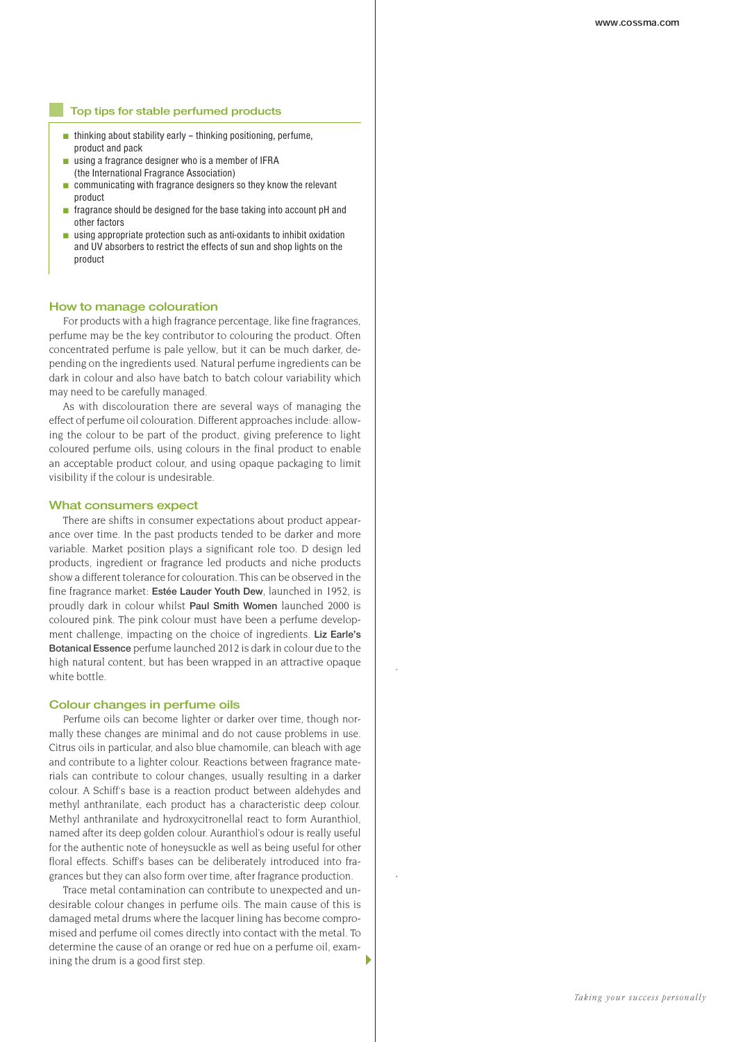## Top tips for stable perfumed products

- thinking about stability early – thinking positioning, perfume, product and pack
- using a fragrance designer who is a member of IFRA (the International Fragrance Association)
- communicating with fragrance designers so they know the relevant product
- fragrance should be designed for the base taking into account pH and other factors
- using appropriate protection such as anti-oxidants to inhibit oxidation and UV absorbers to restrict the effects of sun and shop lights on the product

## How to manage colouration

For products with a high fragrance percentage, like fine fragrances, perfume may be the key contributor to colouring the product. Often concentrated perfume is pale yellow, but it can be much darker, depending on the ingredients used. Natural perfume ingredients can be dark in colour and also have batch to batch colour variability which may need to be carefully managed.

As with discolouration there are several ways of managing the effect of perfume oil colouration. Different approaches include: allowing the colour to be part of the product, giving preference to light coloured perfume oils, using colours in the final product to enable an acceptable product colour, and using opaque packaging to limit visibility if the colour is undesirable.

## What consumers expect

There are shifts in consumer expectations about product appearance over time. In the past products tended to be darker and more variable. Market position plays a significant role too. D design led products, ingredient or fragrance led products and niche products show a different tolerance for colouration. This can be observed in the fine fragrance market: **Estée Lauder Youth Dew**, launched in 1952, is proudly dark in colour whilst **Paul Smith Women** launched 2000 is coloured pink. The pink colour must have been a perfume development challenge, impacting on the choice of ingredients. **Liz Earle's Botanical Essence** perfume launched 2012 is dark in colour due to the high natural content, but has been wrapped in an attractive opaque white bottle.

## Colour changes in perfume oils

Perfume oils can become lighter or darker over time, though normally these changes are minimal and do not cause problems in use. Citrus oils in particular, and also blue chamomile, can bleach with age and contribute to a lighter colour. Reactions between fragrance materials can contribute to colour changes, usually resulting in a darker colour. A Schiff's base is a reaction product between aldehydes and methyl anthranilate, each product has a characteristic deep colour. Methyl anthranilate and hydroxycitronellal react to form Auranthiol, named after its deep golden colour. Auranthiol's odour is really useful for the authentic note of honeysuckle as well as being useful for other floral effects. Schiff's bases can be deliberately introduced into fragrances but they can also form over time, after fragrance production.

Trace metal contamination can contribute to unexpected and undesirable colour changes in perfume oils. The main cause of this is damaged metal drums where the lacquer lining has become compromised and perfume oil comes directly into contact with the metal. To determine the cause of an orange or red hue on a perfume oil, examining the drum is a good first step.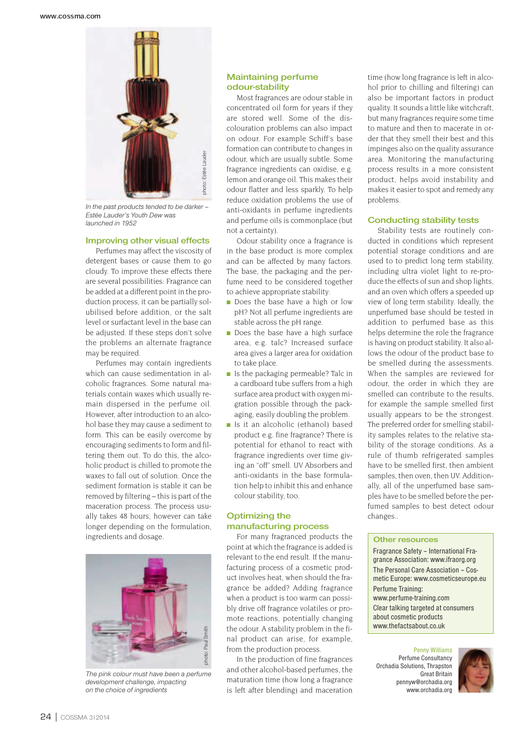In the past products tended to be darker – Estée Lauder's Youth Dew was launched in 1952

## Improving other visual effects

Perfumes may affect the viscosity of detergent bases or cause them to go cloudy. To improve these effects there are several possibilities: Fragrance can be added at a different point in the production process, it can be partially solubilised before addition, or the salt level or surfactant level in the base can be adjusted. If these steps don't solve the problems an alternate fragrance may be required.

Perfumes may contain ingredients which can cause sedimentation in alcoholic fragrances. Some natural materials contain waxes which usually remain dispersed in the perfume oil. However, after introduction to an alcohol base they may cause a sediment to form. This can be easily overcome by encouraging sediments to form and filtering them out. To do this, the alcoholic product is chilled to promote the waxes to fall out of solution. Once the sediment formation is stable it can be removed by filtering – this is part of the maceration process. The process usually takes 48 hours, however can take longer depending on the formulation, ingredients and dosage.

The pink colour must have been a perfume development challenge, impacting on the choice of ingredients

## Maintaining perfume odour-stability

Most fragrances are odour stable in concentrated oil form for years if they are stored well. Some of the discolouration problems can also impact on odour. For example Schiff's base formation can contribute to changes in odour, which are usually subtle. Some fragrance ingredients can oxidise, e.g. lemon and orange oil. This makes their odour flatter and less sparkly. To help reduce oxidation problems the use of anti-oxidants in perfume ingredients and perfume oils is commonplace (but not a certainty).

Odour stability once a fragrance is in the base product is more complex and can be affected by many factors. The base, the packaging and the perfume need to be considered together to achieve appropriate stability:

- Does the base have a high or low pH? Not all perfume ingredients are stable across the pH range.
- Does the base have a high surface area, e.g. talc? Increased surface area gives a larger area for oxidation to take place.
- Is the packaging permeable? Talc in a cardboard tube suffers from a high surface area product with oxygen migration possible through the packaging, easily doubling the problem.
- Is it an alcoholic (ethanol) based product e.g. fine fragrance? There is potential for ethanol to react with fragrance ingredients over time giving an "off" smell. UV Absorbers and anti-oxidants in the base formulation help to inhibit this and enhance colour stability, too.

## Optimizing the manufacturing process

For many fragranced products the point at which the fragrance is added is relevant to the end result. If the manufacturing process of a cosmetic product involves heat, when should the fragrance be added? Adding fragrance when a product is too warm can possibly drive off fragrance volatiles or promote reactions, potentially changing the odour. A stability problem in the final product can arise, for example, from the production process.

In the production of fine fragrances and other alcohol-based perfumes, the maturation time (how long a fragrance is left after blending) and maceration time (how long fragrance is left in alcohol prior to chilling and filtering) can also be important factors in product quality. It sounds a little like witchcraft, but many fragrances require some time to mature and then to macerate in order that they smell their best and this impinges also on the quality assurance area. Monitoring the manufacturing process results in a more consistent product, helps avoid instability and makes it easier to spot and remedy any problems.

## Conducting stability tests

Stability tests are routinely conducted in conditions which represent potential storage conditions and are used to to predict long term stability, including ultra violet light to reproduce the effects of sun and shop lights, and an oven which offers a speeded up view of long term stability. Ideally, the unperfumed base should be tested in addition to perfumed base as this helps determine the role the fragrance is having on product stability. It also allows the odour of the product base to be smelled during the assessments. When the samples are reviewed for odour, the order in which they are smelled can contribute to the results, for example the sample smelled first usually appears to be the strongest. The preferred order for smelling stability samples relates to the relative stability of the storage conditions. As a rule of thumb refrigerated samples have to be smelled first, then ambient samples, then oven, then UV. Additionally, all of the unperfumed base samples have to be smelled before the perfumed samples to best detect odour changes..

### Other resources

Fragrance Safety – International Fragrance Association: www.ifraorg.org
The Personal Care Association – Cosmetic Europe: www.cosmeticseurope.eu
Perfume Training: www.perfume-training.com
Clear talking targeted at consumers about cosmetic products www.thefactsabout.co.uk

Penny Williams
Perfume Consultancy
Orchadia Solutions, Thrapston
Great Britain
pennyw@orchadia.org
www.orchadia.org